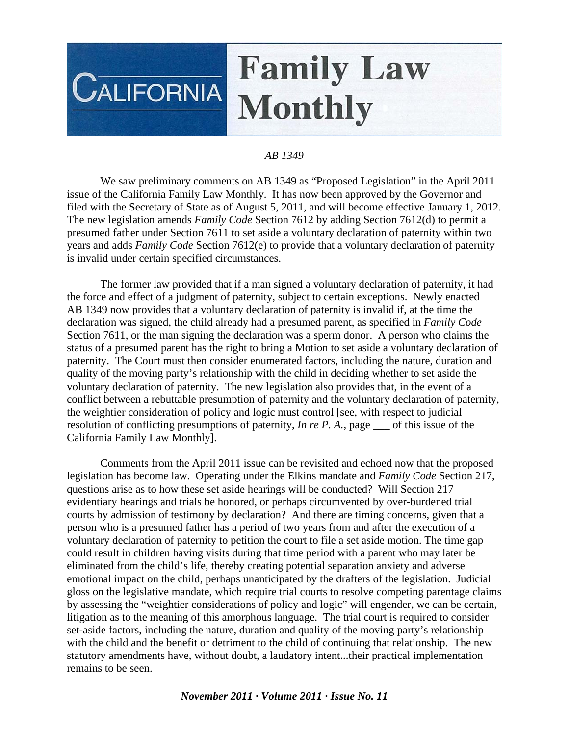# CALIFORNIA Family Law Monthly

*AB 1349*

We saw preliminary comments on AB 1349 as "Proposed Legislation" in the April 2011 issue of the California Family Law Monthly. It has now been approved by the Governor and filed with the Secretary of State as of August 5, 2011, and will become effective January 1, 2012. The new legislation amends *Family Code* Section 7612 by adding Section 7612(d) to permit a presumed father under Section 7611 to set aside a voluntary declaration of paternity within two years and adds *Family Code* Section 7612(e) to provide that a voluntary declaration of paternity is invalid under certain specified circumstances.

The former law provided that if a man signed a voluntary declaration of paternity, it had the force and effect of a judgment of paternity, subject to certain exceptions. Newly enacted AB 1349 now provides that a voluntary declaration of paternity is invalid if, at the time the declaration was signed, the child already had a presumed parent, as specified in *Family Code* Section 7611, or the man signing the declaration was a sperm donor. A person who claims the status of a presumed parent has the right to bring a Motion to set aside a voluntary declaration of paternity. The Court must then consider enumerated factors, including the nature, duration and quality of the moving party's relationship with the child in deciding whether to set aside the voluntary declaration of paternity. The new legislation also provides that, in the event of a conflict between a rebuttable presumption of paternity and the voluntary declaration of paternity, the weightier consideration of policy and logic must control [see, with respect to judicial resolution of conflicting presumptions of paternity, *In re P. A.*, page ___ of this issue of the California Family Law Monthly].

Comments from the April 2011 issue can be revisited and echoed now that the proposed legislation has become law. Operating under the Elkins mandate and *Family Code* Section 217, questions arise as to how these set aside hearings will be conducted? Will Section 217 evidentiary hearings and trials be honored, or perhaps circumvented by over-burdened trial courts by admission of testimony by declaration? And there are timing concerns, given that a person who is a presumed father has a period of two years from and after the execution of a voluntary declaration of paternity to petition the court to file a set aside motion. The time gap could result in children having visits during that time period with a parent who may later be eliminated from the child's life, thereby creating potential separation anxiety and adverse emotional impact on the child, perhaps unanticipated by the drafters of the legislation. Judicial gloss on the legislative mandate, which require trial courts to resolve competing parentage claims by assessing the "weightier considerations of policy and logic" will engender, we can be certain, litigation as to the meaning of this amorphous language. The trial court is required to consider set-aside factors, including the nature, duration and quality of the moving party's relationship with the child and the benefit or detriment to the child of continuing that relationship. The new statutory amendments have, without doubt, a laudatory intent...their practical implementation remains to be seen.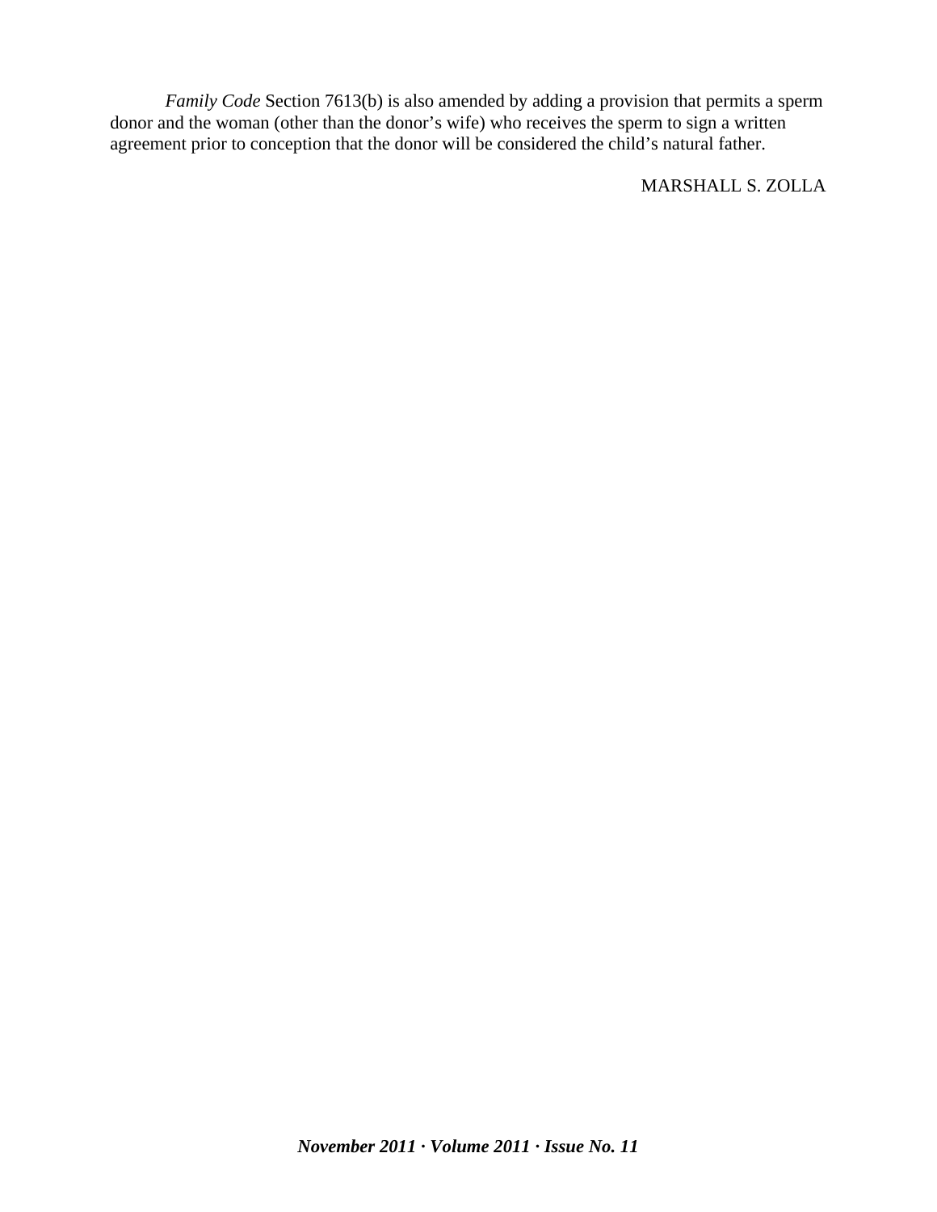*Family Code* Section 7613(b) is also amended by adding a provision that permits a sperm donor and the woman (other than the donor's wife) who receives the sperm to sign a written agreement prior to conception that the donor will be considered the child's natural father.

MARSHALL S. ZOLLA